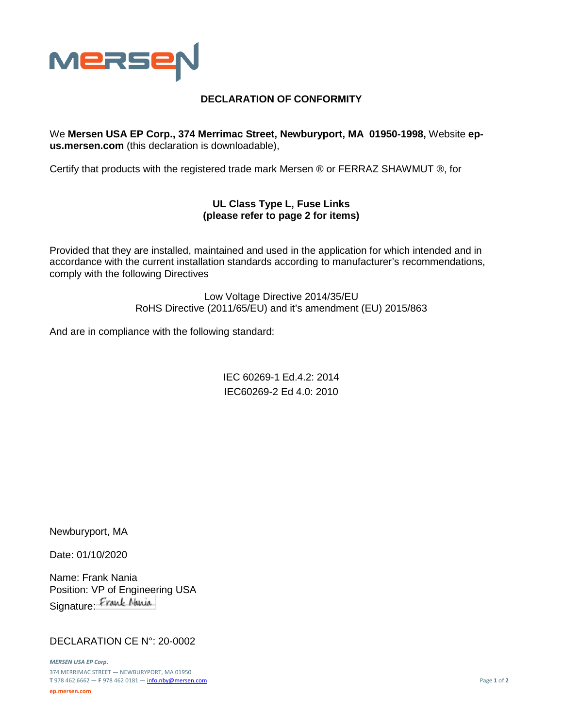MERSEN

# DECLARATION OF CONFORMITY

We **Mersen USA EP Corp., 374 Merrimac Street, Newburyport, MA 01950-1998,** Website **ep-us.mersen.com** (this declaration is downloadable),

Certify that products with the registered trade mark Mersen ® or FERRAZ SHAWMUT ®, for

**UL Class Type L, Fuse Links**
**(please refer to page 2 for items)**

Provided that they are installed, maintained and used in the application for which intended and in accordance with the current installation standards according to manufacturer's recommendations, comply with the following Directives

Low Voltage Directive 2014/35/EU
RoHS Directive (2011/65/EU) and it's amendment (EU) 2015/863

And are in compliance with the following standard:

IEC 60269-1 Ed.4.2: 2014
IEC60269-2 Ed 4.0: 2010

Newburyport, MA

Date: 01/10/2020

Name: Frank Nania
Position: VP of Engineering USA
Signature: Frank Nania

DECLARATION CE N°: 20-0002

*MERSEN USA EP Corp.*
374 MERRIMAC STREET — NEWBURYPORT, MA 01950
**T** 978 462 6662 — **F** 978 462 0181 — info.nby@mersen.com
**ep.mersen.com**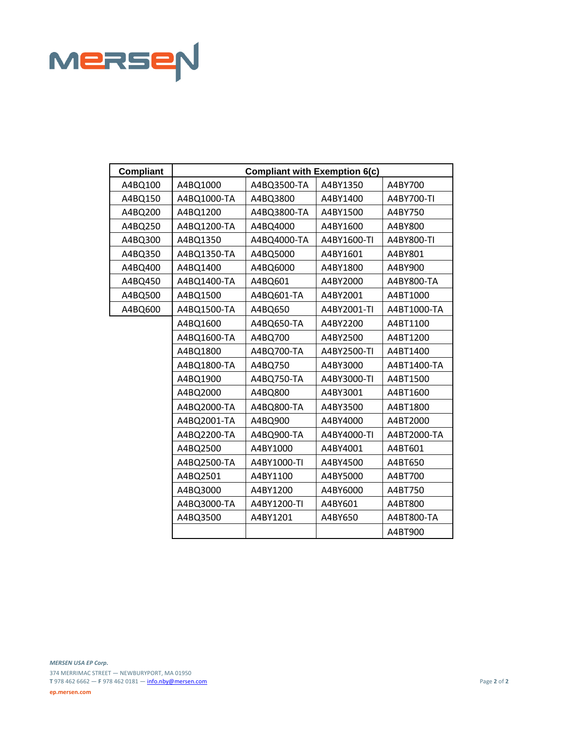| Compliant | Compliant with Exemption 6(c) | | | | |
|---|---|---|---|---|---|
| A4BQ100 | A4BQ1000 | A4BQ3500-TA | A4BY1350 | A4BY700 |
| A4BQ150 | A4BQ1000-TA | A4BQ3800 | A4BY1400 | A4BY700-TI |
| A4BQ200 | A4BQ1200 | A4BQ3800-TA | A4BY1500 | A4BY750 |
| A4BQ250 | A4BQ1200-TA | A4BQ4000 | A4BY1600 | A4BY800 |
| A4BQ300 | A4BQ1350 | A4BQ4000-TA | A4BY1600-TI | A4BY800-TI |
| A4BQ350 | A4BQ1350-TA | A4BQ5000 | A4BY1601 | A4BY801 |
| A4BQ400 | A4BQ1400 | A4BQ6000 | A4BY1800 | A4BY900 |
| A4BQ450 | A4BQ1400-TA | A4BQ601 | A4BY2000 | A4BY800-TA |
| A4BQ500 | A4BQ1500 | A4BQ601-TA | A4BY2001 | A4BT1000 |
| A4BQ600 | A4BQ1500-TA | A4BQ650 | A4BY2001-TI | A4BT1000-TA |
| | A4BQ1600 | A4BQ650-TA | A4BY2200 | A4BT1100 |
| | A4BQ1600-TA | A4BQ700 | A4BY2500 | A4BT1200 |
| | A4BQ1800 | A4BQ700-TA | A4BY2500-TI | A4BT1400 |
| | A4BQ1800-TA | A4BQ750 | A4BY3000 | A4BT1400-TA |
| | A4BQ1900 | A4BQ750-TA | A4BY3000-TI | A4BT1500 |
| | A4BQ2000 | A4BQ800 | A4BY3001 | A4BT1600 |
| | A4BQ2000-TA | A4BQ800-TA | A4BY3500 | A4BT1800 |
| | A4BQ2001-TA | A4BQ900 | A4BY4000 | A4BT2000 |
| | A4BQ2200-TA | A4BQ900-TA | A4BY4000-TI | A4BT2000-TA |
| | A4BQ2500 | A4BY1000 | A4BY4001 | A4BT601 |
| | A4BQ2500-TA | A4BY1000-TI | A4BY4500 | A4BT650 |
| | A4BQ2501 | A4BY1100 | A4BY5000 | A4BT700 |
| | A4BQ3000 | A4BY1200 | A4BY6000 | A4BT750 |
| | A4BQ3000-TA | A4BY1200-TI | A4BY601 | A4BT800 |
| | A4BQ3500 | A4BY1201 | A4BY650 | A4BT800-TA |
| | | | | A4BT900 |

*MERSEN USA EP Corp.*
374 MERRIMAC STREET — NEWBURYPORT, MA 01950
**T** 978 462 6662 — **F** 978 462 0181 — info.nby@mersen.com
**ep.mersen.com**